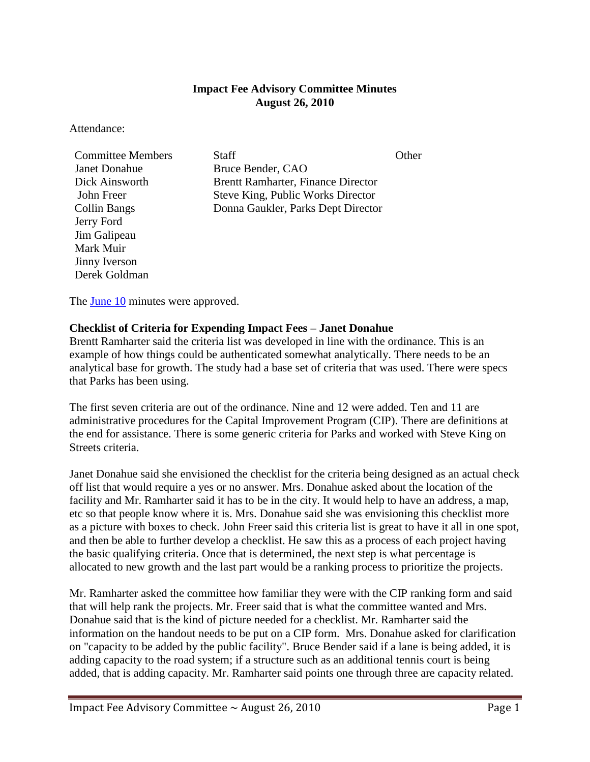# Impact Fee Advisory Committee Minutes
## August 26, 2010

Attendance:

| Committee Members | Staff | Other |
|---|---|---|
| Janet Donahue | Bruce Bender, CAO | |
| Dick Ainsworth | Brentt Ramharter, Finance Director | |
| John Freer | Steve King, Public Works Director | |
| Collin Bangs | Donna Gaukler, Parks Dept Director | |
| Jerry Ford | | |
| Jim Galipeau | | |
| Mark Muir | | |
| Jinny Iverson | | |
| Derek Goldman | | |

The June 10 minutes were approved.

**Checklist of Criteria for Expending Impact Fees – Janet Donahue**

Brentt Ramharter said the criteria list was developed in line with the ordinance. This is an example of how things could be authenticated somewhat analytically. There needs to be an analytical base for growth. The study had a base set of criteria that was used. There were specs that Parks has been using.

The first seven criteria are out of the ordinance. Nine and 12 were added. Ten and 11 are administrative procedures for the Capital Improvement Program (CIP). There are definitions at the end for assistance. There is some generic criteria for Parks and worked with Steve King on Streets criteria.

Janet Donahue said she envisioned the checklist for the criteria being designed as an actual check off list that would require a yes or no answer. Mrs. Donahue asked about the location of the facility and Mr. Ramharter said it has to be in the city. It would help to have an address, a map, etc so that people know where it is. Mrs. Donahue said she was envisioning this checklist more as a picture with boxes to check. John Freer said this criteria list is great to have it all in one spot, and then be able to further develop a checklist. He saw this as a process of each project having the basic qualifying criteria. Once that is determined, the next step is what percentage is allocated to new growth and the last part would be a ranking process to prioritize the projects.

Mr. Ramharter asked the committee how familiar they were with the CIP ranking form and said that will help rank the projects. Mr. Freer said that is what the committee wanted and Mrs. Donahue said that is the kind of picture needed for a checklist. Mr. Ramharter said the information on the handout needs to be put on a CIP form. Mrs. Donahue asked for clarification on "capacity to be added by the public facility". Bruce Bender said if a lane is being added, it is adding capacity to the road system; if a structure such as an additional tennis court is being added, that is adding capacity. Mr. Ramharter said points one through three are capacity related.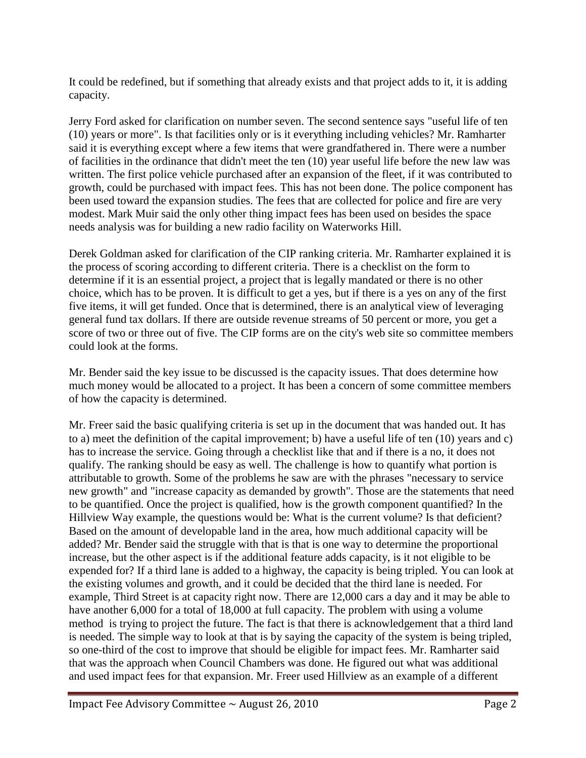It could be redefined, but if something that already exists and that project adds to it, it is adding capacity.

Jerry Ford asked for clarification on number seven. The second sentence says "useful life of ten (10) years or more". Is that facilities only or is it everything including vehicles? Mr. Ramharter said it is everything except where a few items that were grandfathered in. There were a number of facilities in the ordinance that didn't meet the ten (10) year useful life before the new law was written. The first police vehicle purchased after an expansion of the fleet, if it was contributed to growth, could be purchased with impact fees. This has not been done. The police component has been used toward the expansion studies. The fees that are collected for police and fire are very modest. Mark Muir said the only other thing impact fees has been used on besides the space needs analysis was for building a new radio facility on Waterworks Hill.

Derek Goldman asked for clarification of the CIP ranking criteria. Mr. Ramharter explained it is the process of scoring according to different criteria. There is a checklist on the form to determine if it is an essential project, a project that is legally mandated or there is no other choice, which has to be proven. It is difficult to get a yes, but if there is a yes on any of the first five items, it will get funded. Once that is determined, there is an analytical view of leveraging general fund tax dollars. If there are outside revenue streams of 50 percent or more, you get a score of two or three out of five. The CIP forms are on the city's web site so committee members could look at the forms.

Mr. Bender said the key issue to be discussed is the capacity issues. That does determine how much money would be allocated to a project. It has been a concern of some committee members of how the capacity is determined.

Mr. Freer said the basic qualifying criteria is set up in the document that was handed out. It has to a) meet the definition of the capital improvement; b) have a useful life of ten (10) years and c) has to increase the service. Going through a checklist like that and if there is a no, it does not qualify. The ranking should be easy as well. The challenge is how to quantify what portion is attributable to growth. Some of the problems he saw are with the phrases "necessary to service new growth" and "increase capacity as demanded by growth". Those are the statements that need to be quantified. Once the project is qualified, how is the growth component quantified? In the Hillview Way example, the questions would be: What is the current volume? Is that deficient? Based on the amount of developable land in the area, how much additional capacity will be added? Mr. Bender said the struggle with that is that is one way to determine the proportional increase, but the other aspect is if the additional feature adds capacity, is it not eligible to be expended for? If a third lane is added to a highway, the capacity is being tripled. You can look at the existing volumes and growth, and it could be decided that the third lane is needed. For example, Third Street is at capacity right now. There are 12,000 cars a day and it may be able to have another 6,000 for a total of 18,000 at full capacity. The problem with using a volume method is trying to project the future. The fact is that there is acknowledgement that a third land is needed. The simple way to look at that is by saying the capacity of the system is being tripled, so one-third of the cost to improve that should be eligible for impact fees. Mr. Ramharter said that was the approach when Council Chambers was done. He figured out what was additional and used impact fees for that expansion. Mr. Freer used Hillview as an example of a different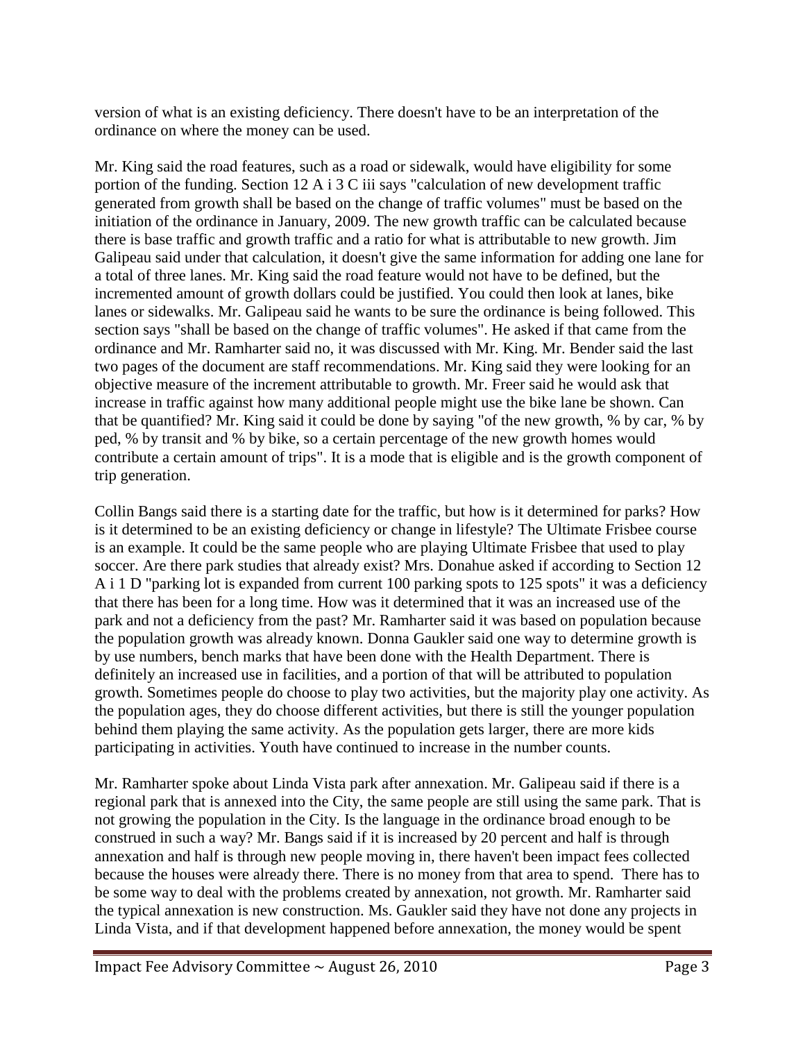version of what is an existing deficiency. There doesn't have to be an interpretation of the ordinance on where the money can be used.

Mr. King said the road features, such as a road or sidewalk, would have eligibility for some portion of the funding. Section 12 A i 3 C iii says "calculation of new development traffic generated from growth shall be based on the change of traffic volumes" must be based on the initiation of the ordinance in January, 2009. The new growth traffic can be calculated because there is base traffic and growth traffic and a ratio for what is attributable to new growth. Jim Galipeau said under that calculation, it doesn't give the same information for adding one lane for a total of three lanes. Mr. King said the road feature would not have to be defined, but the incremented amount of growth dollars could be justified. You could then look at lanes, bike lanes or sidewalks. Mr. Galipeau said he wants to be sure the ordinance is being followed. This section says "shall be based on the change of traffic volumes". He asked if that came from the ordinance and Mr. Ramharter said no, it was discussed with Mr. King. Mr. Bender said the last two pages of the document are staff recommendations. Mr. King said they were looking for an objective measure of the increment attributable to growth. Mr. Freer said he would ask that increase in traffic against how many additional people might use the bike lane be shown. Can that be quantified? Mr. King said it could be done by saying "of the new growth, % by car, % by ped, % by transit and % by bike, so a certain percentage of the new growth homes would contribute a certain amount of trips". It is a mode that is eligible and is the growth component of trip generation.

Collin Bangs said there is a starting date for the traffic, but how is it determined for parks? How is it determined to be an existing deficiency or change in lifestyle? The Ultimate Frisbee course is an example. It could be the same people who are playing Ultimate Frisbee that used to play soccer. Are there park studies that already exist? Mrs. Donahue asked if according to Section 12 A i 1 D "parking lot is expanded from current 100 parking spots to 125 spots" it was a deficiency that there has been for a long time. How was it determined that it was an increased use of the park and not a deficiency from the past? Mr. Ramharter said it was based on population because the population growth was already known. Donna Gaukler said one way to determine growth is by use numbers, bench marks that have been done with the Health Department. There is definitely an increased use in facilities, and a portion of that will be attributed to population growth. Sometimes people do choose to play two activities, but the majority play one activity. As the population ages, they do choose different activities, but there is still the younger population behind them playing the same activity. As the population gets larger, there are more kids participating in activities. Youth have continued to increase in the number counts.

Mr. Ramharter spoke about Linda Vista park after annexation. Mr. Galipeau said if there is a regional park that is annexed into the City, the same people are still using the same park. That is not growing the population in the City. Is the language in the ordinance broad enough to be construed in such a way? Mr. Bangs said if it is increased by 20 percent and half is through annexation and half is through new people moving in, there haven't been impact fees collected because the houses were already there. There is no money from that area to spend. There has to be some way to deal with the problems created by annexation, not growth. Mr. Ramharter said the typical annexation is new construction. Ms. Gaukler said they have not done any projects in Linda Vista, and if that development happened before annexation, the money would be spent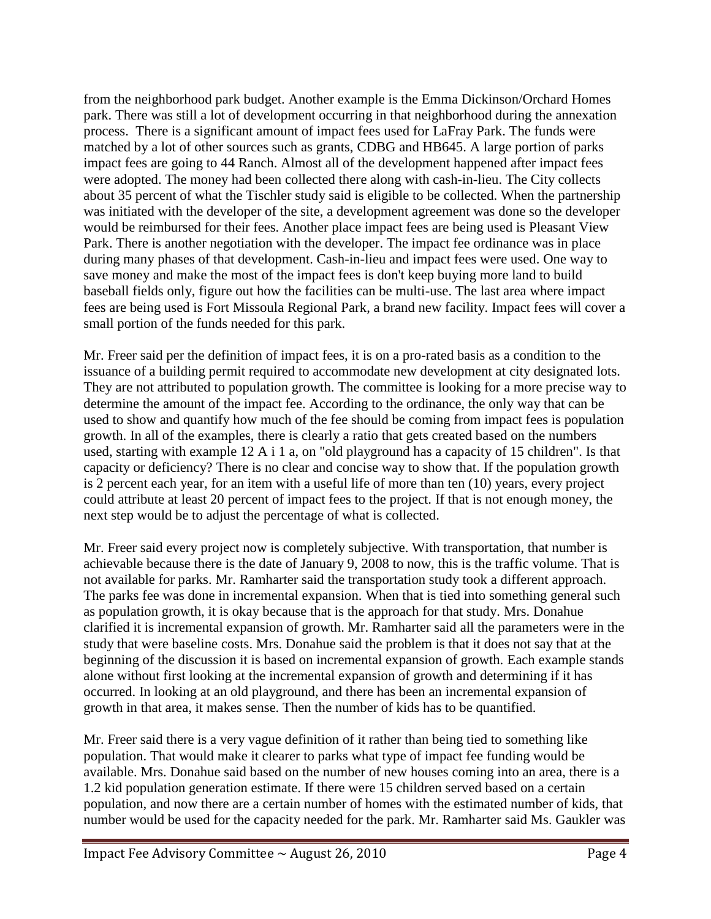from the neighborhood park budget. Another example is the Emma Dickinson/Orchard Homes park. There was still a lot of development occurring in that neighborhood during the annexation process. There is a significant amount of impact fees used for LaFray Park. The funds were matched by a lot of other sources such as grants, CDBG and HB645. A large portion of parks impact fees are going to 44 Ranch. Almost all of the development happened after impact fees were adopted. The money had been collected there along with cash-in-lieu. The City collects about 35 percent of what the Tischler study said is eligible to be collected. When the partnership was initiated with the developer of the site, a development agreement was done so the developer would be reimbursed for their fees. Another place impact fees are being used is Pleasant View Park. There is another negotiation with the developer. The impact fee ordinance was in place during many phases of that development. Cash-in-lieu and impact fees were used. One way to save money and make the most of the impact fees is don't keep buying more land to build baseball fields only, figure out how the facilities can be multi-use. The last area where impact fees are being used is Fort Missoula Regional Park, a brand new facility. Impact fees will cover a small portion of the funds needed for this park.

Mr. Freer said per the definition of impact fees, it is on a pro-rated basis as a condition to the issuance of a building permit required to accommodate new development at city designated lots. They are not attributed to population growth. The committee is looking for a more precise way to determine the amount of the impact fee. According to the ordinance, the only way that can be used to show and quantify how much of the fee should be coming from impact fees is population growth. In all of the examples, there is clearly a ratio that gets created based on the numbers used, starting with example 12 A i 1 a, on "old playground has a capacity of 15 children". Is that capacity or deficiency? There is no clear and concise way to show that. If the population growth is 2 percent each year, for an item with a useful life of more than ten (10) years, every project could attribute at least 20 percent of impact fees to the project. If that is not enough money, the next step would be to adjust the percentage of what is collected.

Mr. Freer said every project now is completely subjective. With transportation, that number is achievable because there is the date of January 9, 2008 to now, this is the traffic volume. That is not available for parks. Mr. Ramharter said the transportation study took a different approach. The parks fee was done in incremental expansion. When that is tied into something general such as population growth, it is okay because that is the approach for that study. Mrs. Donahue clarified it is incremental expansion of growth. Mr. Ramharter said all the parameters were in the study that were baseline costs. Mrs. Donahue said the problem is that it does not say that at the beginning of the discussion it is based on incremental expansion of growth. Each example stands alone without first looking at the incremental expansion of growth and determining if it has occurred. In looking at an old playground, and there has been an incremental expansion of growth in that area, it makes sense. Then the number of kids has to be quantified.

Mr. Freer said there is a very vague definition of it rather than being tied to something like population. That would make it clearer to parks what type of impact fee funding would be available. Mrs. Donahue said based on the number of new houses coming into an area, there is a 1.2 kid population generation estimate. If there were 15 children served based on a certain population, and now there are a certain number of homes with the estimated number of kids, that number would be used for the capacity needed for the park. Mr. Ramharter said Ms. Gaukler was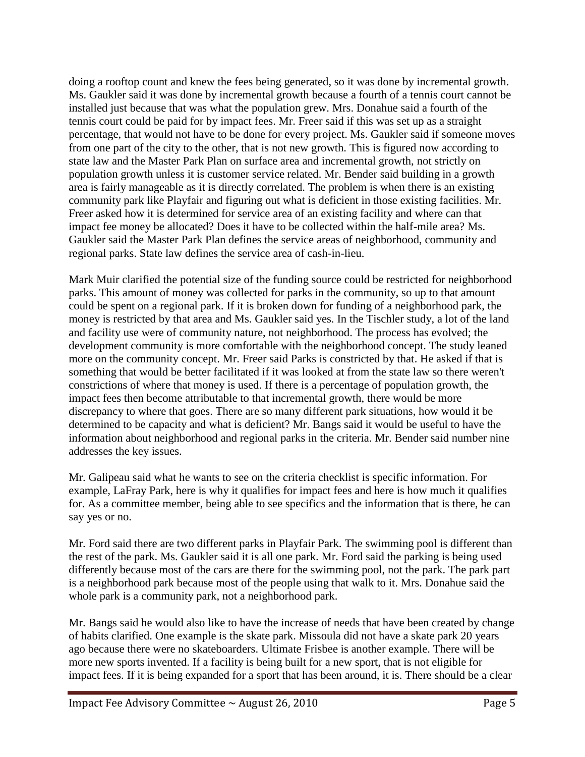doing a rooftop count and knew the fees being generated, so it was done by incremental growth. Ms. Gaukler said it was done by incremental growth because a fourth of a tennis court cannot be installed just because that was what the population grew. Mrs. Donahue said a fourth of the tennis court could be paid for by impact fees. Mr. Freer said if this was set up as a straight percentage, that would not have to be done for every project. Ms. Gaukler said if someone moves from one part of the city to the other, that is not new growth. This is figured now according to state law and the Master Park Plan on surface area and incremental growth, not strictly on population growth unless it is customer service related. Mr. Bender said building in a growth area is fairly manageable as it is directly correlated. The problem is when there is an existing community park like Playfair and figuring out what is deficient in those existing facilities. Mr. Freer asked how it is determined for service area of an existing facility and where can that impact fee money be allocated? Does it have to be collected within the half-mile area? Ms. Gaukler said the Master Park Plan defines the service areas of neighborhood, community and regional parks. State law defines the service area of cash-in-lieu.

Mark Muir clarified the potential size of the funding source could be restricted for neighborhood parks. This amount of money was collected for parks in the community, so up to that amount could be spent on a regional park. If it is broken down for funding of a neighborhood park, the money is restricted by that area and Ms. Gaukler said yes. In the Tischler study, a lot of the land and facility use were of community nature, not neighborhood. The process has evolved; the development community is more comfortable with the neighborhood concept. The study leaned more on the community concept. Mr. Freer said Parks is constricted by that. He asked if that is something that would be better facilitated if it was looked at from the state law so there weren't constrictions of where that money is used. If there is a percentage of population growth, the impact fees then become attributable to that incremental growth, there would be more discrepancy to where that goes. There are so many different park situations, how would it be determined to be capacity and what is deficient? Mr. Bangs said it would be useful to have the information about neighborhood and regional parks in the criteria. Mr. Bender said number nine addresses the key issues.

Mr. Galipeau said what he wants to see on the criteria checklist is specific information. For example, LaFray Park, here is why it qualifies for impact fees and here is how much it qualifies for. As a committee member, being able to see specifics and the information that is there, he can say yes or no.

Mr. Ford said there are two different parks in Playfair Park. The swimming pool is different than the rest of the park. Ms. Gaukler said it is all one park. Mr. Ford said the parking is being used differently because most of the cars are there for the swimming pool, not the park. The park part is a neighborhood park because most of the people using that walk to it. Mrs. Donahue said the whole park is a community park, not a neighborhood park.

Mr. Bangs said he would also like to have the increase of needs that have been created by change of habits clarified. One example is the skate park. Missoula did not have a skate park 20 years ago because there were no skateboarders. Ultimate Frisbee is another example. There will be more new sports invented. If a facility is being built for a new sport, that is not eligible for impact fees. If it is being expanded for a sport that has been around, it is. There should be a clear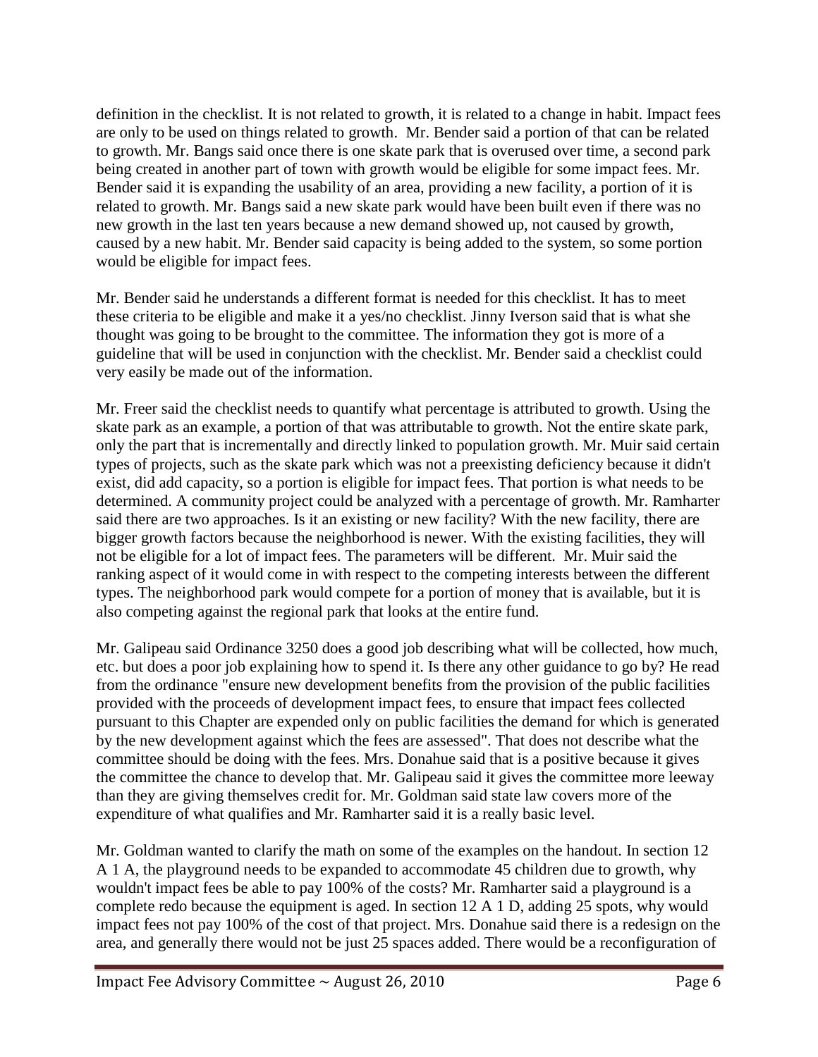definition in the checklist. It is not related to growth, it is related to a change in habit. Impact fees are only to be used on things related to growth. Mr. Bender said a portion of that can be related to growth. Mr. Bangs said once there is one skate park that is overused over time, a second park being created in another part of town with growth would be eligible for some impact fees. Mr. Bender said it is expanding the usability of an area, providing a new facility, a portion of it is related to growth. Mr. Bangs said a new skate park would have been built even if there was no new growth in the last ten years because a new demand showed up, not caused by growth, caused by a new habit. Mr. Bender said capacity is being added to the system, so some portion would be eligible for impact fees.

Mr. Bender said he understands a different format is needed for this checklist. It has to meet these criteria to be eligible and make it a yes/no checklist. Jinny Iverson said that is what she thought was going to be brought to the committee. The information they got is more of a guideline that will be used in conjunction with the checklist. Mr. Bender said a checklist could very easily be made out of the information.

Mr. Freer said the checklist needs to quantify what percentage is attributed to growth. Using the skate park as an example, a portion of that was attributable to growth. Not the entire skate park, only the part that is incrementally and directly linked to population growth. Mr. Muir said certain types of projects, such as the skate park which was not a preexisting deficiency because it didn't exist, did add capacity, so a portion is eligible for impact fees. That portion is what needs to be determined. A community project could be analyzed with a percentage of growth. Mr. Ramharter said there are two approaches. Is it an existing or new facility? With the new facility, there are bigger growth factors because the neighborhood is newer. With the existing facilities, they will not be eligible for a lot of impact fees. The parameters will be different. Mr. Muir said the ranking aspect of it would come in with respect to the competing interests between the different types. The neighborhood park would compete for a portion of money that is available, but it is also competing against the regional park that looks at the entire fund.

Mr. Galipeau said Ordinance 3250 does a good job describing what will be collected, how much, etc. but does a poor job explaining how to spend it. Is there any other guidance to go by? He read from the ordinance "ensure new development benefits from the provision of the public facilities provided with the proceeds of development impact fees, to ensure that impact fees collected pursuant to this Chapter are expended only on public facilities the demand for which is generated by the new development against which the fees are assessed". That does not describe what the committee should be doing with the fees. Mrs. Donahue said that is a positive because it gives the committee the chance to develop that. Mr. Galipeau said it gives the committee more leeway than they are giving themselves credit for. Mr. Goldman said state law covers more of the expenditure of what qualifies and Mr. Ramharter said it is a really basic level.

Mr. Goldman wanted to clarify the math on some of the examples on the handout. In section 12 A 1 A, the playground needs to be expanded to accommodate 45 children due to growth, why wouldn't impact fees be able to pay 100% of the costs? Mr. Ramharter said a playground is a complete redo because the equipment is aged. In section 12 A 1 D, adding 25 spots, why would impact fees not pay 100% of the cost of that project. Mrs. Donahue said there is a redesign on the area, and generally there would not be just 25 spaces added. There would be a reconfiguration of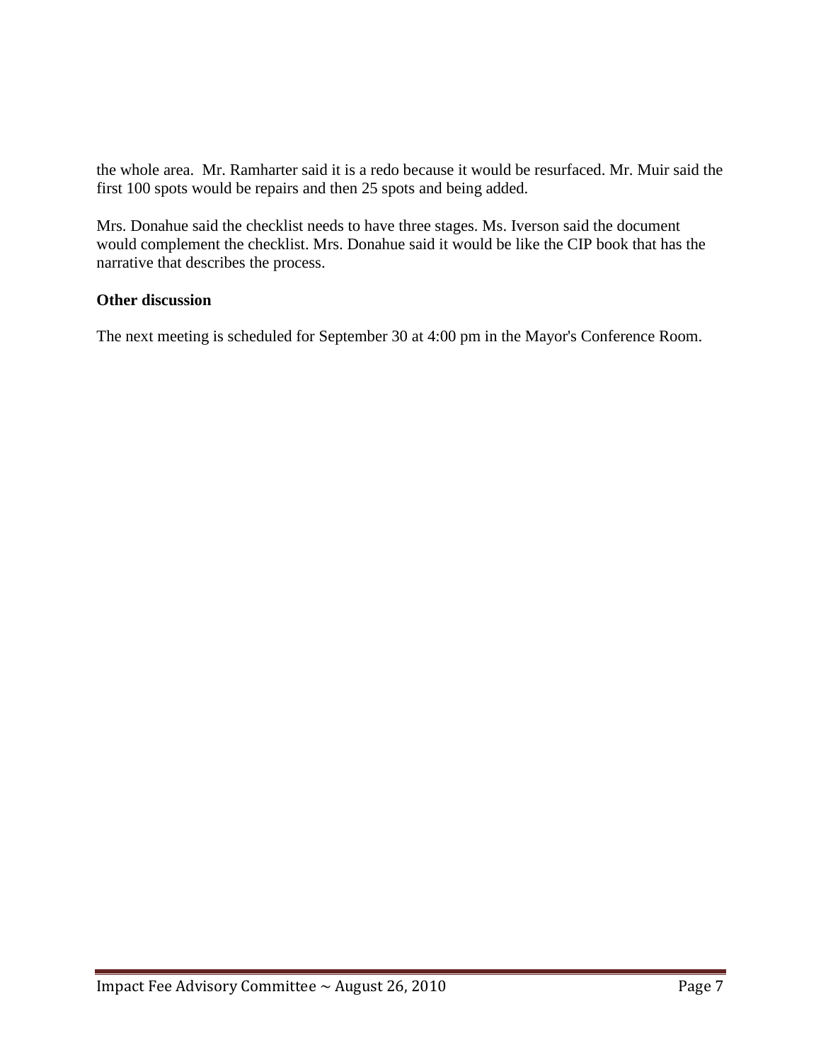the whole area. Mr. Ramharter said it is a redo because it would be resurfaced. Mr. Muir said the first 100 spots would be repairs and then 25 spots and being added.

Mrs. Donahue said the checklist needs to have three stages. Ms. Iverson said the document would complement the checklist. Mrs. Donahue said it would be like the CIP book that has the narrative that describes the process.

**Other discussion**

The next meeting is scheduled for September 30 at 4:00 pm in the Mayor's Conference Room.